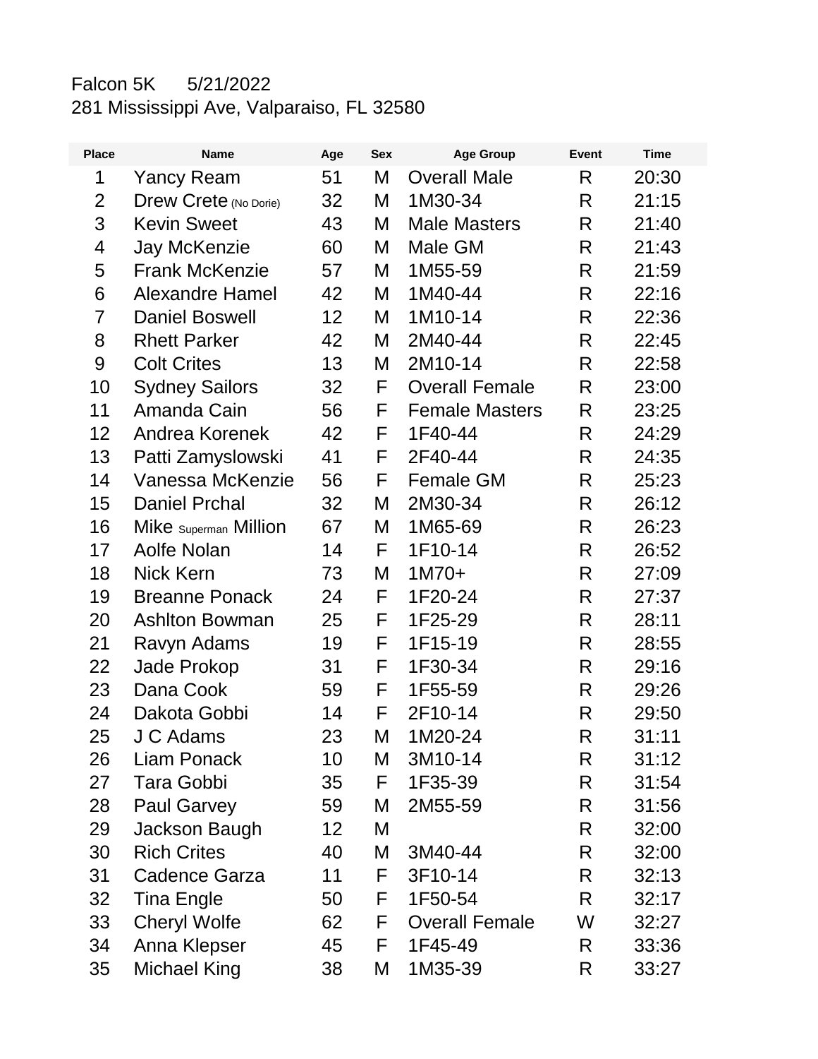Falcon 5K 5/21/2022

281 Mississippi Ave, Valparaiso, FL 32580

| Place | Name | Age | Sex | Age Group | Event | Time |
|---|---|---|---|---|---|---|
| 1 | Yancy Ream | 51 | M | Overall Male | R | 20:30 |
| 2 | Drew Crete (No Dorie) | 32 | M | 1M30-34 | R | 21:15 |
| 3 | Kevin Sweet | 43 | M | Male Masters | R | 21:40 |
| 4 | Jay McKenzie | 60 | M | Male GM | R | 21:43 |
| 5 | Frank McKenzie | 57 | M | 1M55-59 | R | 21:59 |
| 6 | Alexandre Hamel | 42 | M | 1M40-44 | R | 22:16 |
| 7 | Daniel Boswell | 12 | M | 1M10-14 | R | 22:36 |
| 8 | Rhett Parker | 42 | M | 2M40-44 | R | 22:45 |
| 9 | Colt Crites | 13 | M | 2M10-14 | R | 22:58 |
| 10 | Sydney Sailors | 32 | F | Overall Female | R | 23:00 |
| 11 | Amanda Cain | 56 | F | Female Masters | R | 23:25 |
| 12 | Andrea Korenek | 42 | F | 1F40-44 | R | 24:29 |
| 13 | Patti Zamyslowski | 41 | F | 2F40-44 | R | 24:35 |
| 14 | Vanessa McKenzie | 56 | F | Female GM | R | 25:23 |
| 15 | Daniel Prchal | 32 | M | 2M30-34 | R | 26:12 |
| 16 | Mike Superman Million | 67 | M | 1M65-69 | R | 26:23 |
| 17 | Aolfe Nolan | 14 | F | 1F10-14 | R | 26:52 |
| 18 | Nick Kern | 73 | M | 1M70+ | R | 27:09 |
| 19 | Breanne Ponack | 24 | F | 1F20-24 | R | 27:37 |
| 20 | Ashlton Bowman | 25 | F | 1F25-29 | R | 28:11 |
| 21 | Ravyn Adams | 19 | F | 1F15-19 | R | 28:55 |
| 22 | Jade Prokop | 31 | F | 1F30-34 | R | 29:16 |
| 23 | Dana Cook | 59 | F | 1F55-59 | R | 29:26 |
| 24 | Dakota Gobbi | 14 | F | 2F10-14 | R | 29:50 |
| 25 | J C Adams | 23 | M | 1M20-24 | R | 31:11 |
| 26 | Liam Ponack | 10 | M | 3M10-14 | R | 31:12 |
| 27 | Tara Gobbi | 35 | F | 1F35-39 | R | 31:54 |
| 28 | Paul Garvey | 59 | M | 2M55-59 | R | 31:56 |
| 29 | Jackson Baugh | 12 | M | | R | 32:00 |
| 30 | Rich Crites | 40 | M | 3M40-44 | R | 32:00 |
| 31 | Cadence Garza | 11 | F | 3F10-14 | R | 32:13 |
| 32 | Tina Engle | 50 | F | 1F50-54 | R | 32:17 |
| 33 | Cheryl Wolfe | 62 | F | Overall Female | W | 32:27 |
| 34 | Anna Klepser | 45 | F | 1F45-49 | R | 33:36 |
| 35 | Michael King | 38 | M | 1M35-39 | R | 33:27 |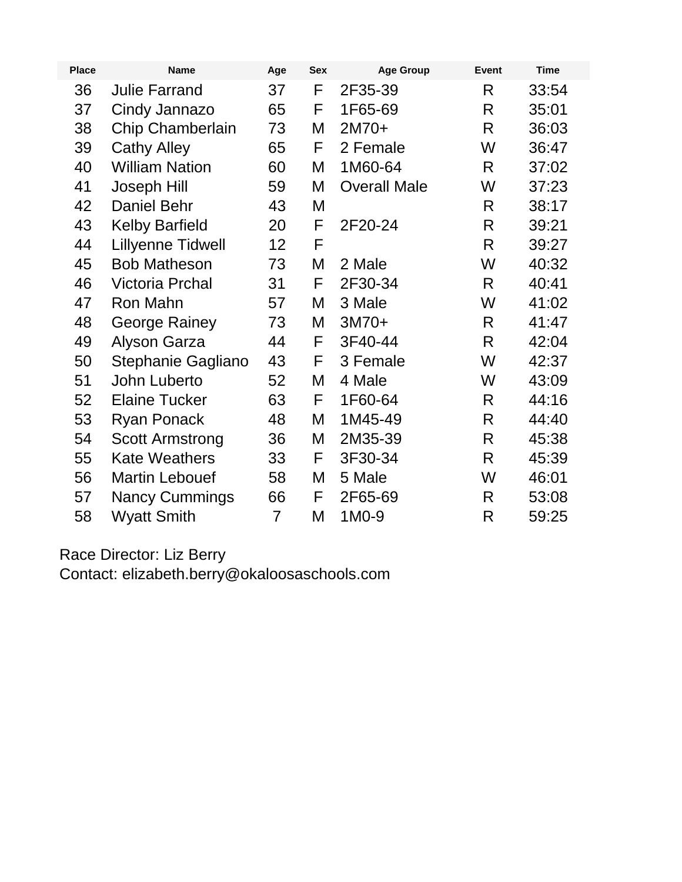| Place | Name | Age | Sex | Age Group | Event | Time |
|---|---|---|---|---|---|---|
| 36 | Julie Farrand | 37 | F | 2F35-39 | R | 33:54 |
| 37 | Cindy Jannazo | 65 | F | 1F65-69 | R | 35:01 |
| 38 | Chip Chamberlain | 73 | M | 2M70+ | R | 36:03 |
| 39 | Cathy Alley | 65 | F | 2 Female | W | 36:47 |
| 40 | William Nation | 60 | M | 1M60-64 | R | 37:02 |
| 41 | Joseph Hill | 59 | M | Overall Male | W | 37:23 |
| 42 | Daniel Behr | 43 | M | | R | 38:17 |
| 43 | Kelby Barfield | 20 | F | 2F20-24 | R | 39:21 |
| 44 | Lillyenne Tidwell | 12 | F | | R | 39:27 |
| 45 | Bob Matheson | 73 | M | 2 Male | W | 40:32 |
| 46 | Victoria Prchal | 31 | F | 2F30-34 | R | 40:41 |
| 47 | Ron Mahn | 57 | M | 3 Male | W | 41:02 |
| 48 | George Rainey | 73 | M | 3M70+ | R | 41:47 |
| 49 | Alyson Garza | 44 | F | 3F40-44 | R | 42:04 |
| 50 | Stephanie Gagliano | 43 | F | 3 Female | W | 42:37 |
| 51 | John Luberto | 52 | M | 4 Male | W | 43:09 |
| 52 | Elaine Tucker | 63 | F | 1F60-64 | R | 44:16 |
| 53 | Ryan Ponack | 48 | M | 1M45-49 | R | 44:40 |
| 54 | Scott Armstrong | 36 | M | 2M35-39 | R | 45:38 |
| 55 | Kate Weathers | 33 | F | 3F30-34 | R | 45:39 |
| 56 | Martin Lebouef | 58 | M | 5 Male | W | 46:01 |
| 57 | Nancy Cummings | 66 | F | 2F65-69 | R | 53:08 |
| 58 | Wyatt Smith | 7 | M | 1M0-9 | R | 59:25 |

Race Director: Liz Berry
Contact: elizabeth.berry@okaloosaschools.com